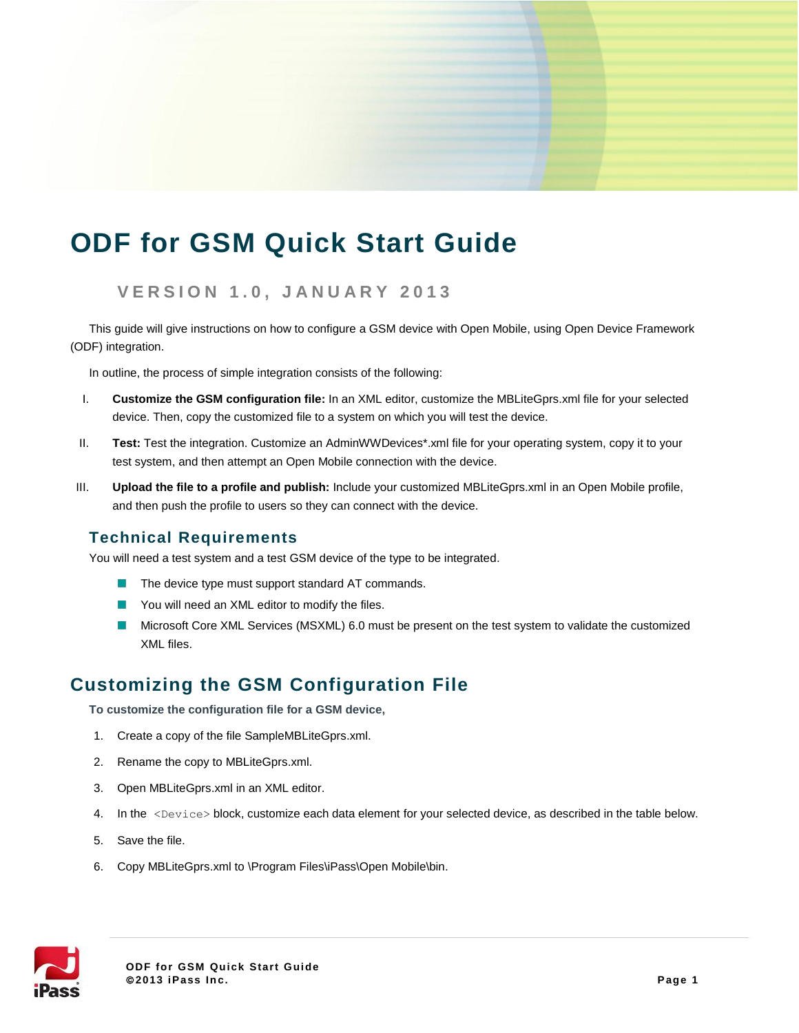# ODF for GSM Quick Start Guide

## VERSION 1.0, JANUARY 2013

This guide will give instructions on how to configure a GSM device with Open Mobile, using Open Device Framework (ODF) integration.

In outline, the process of simple integration consists of the following:

I. **Customize the GSM configuration file:** In an XML editor, customize the MBLiteGprs.xml file for your selected device. Then, copy the customized file to a system on which you will test the device.

II. **Test:** Test the integration. Customize an AdminWWDevices*.xml file for your operating system, copy it to your test system, and then attempt an Open Mobile connection with the device.

III. **Upload the file to a profile and publish:** Include your customized MBLiteGprs.xml in an Open Mobile profile, and then push the profile to users so they can connect with the device.

### Technical Requirements

You will need a test system and a test GSM device of the type to be integrated.

- The device type must support standard AT commands.
- You will need an XML editor to modify the files.
- Microsoft Core XML Services (MSXML) 6.0 must be present on the test system to validate the customized XML files.

## Customizing the GSM Configuration File

**To customize the configuration file for a GSM device,**

1. Create a copy of the file SampleMBLiteGprs.xml.
2. Rename the copy to MBLiteGprs.xml.
3. Open MBLiteGprs.xml in an XML editor.
4. In the `<Device>` block, customize each data element for your selected device, as described in the table below.
5. Save the file.
6. Copy MBLiteGprs.xml to \Program Files\iPass\Open Mobile\bin.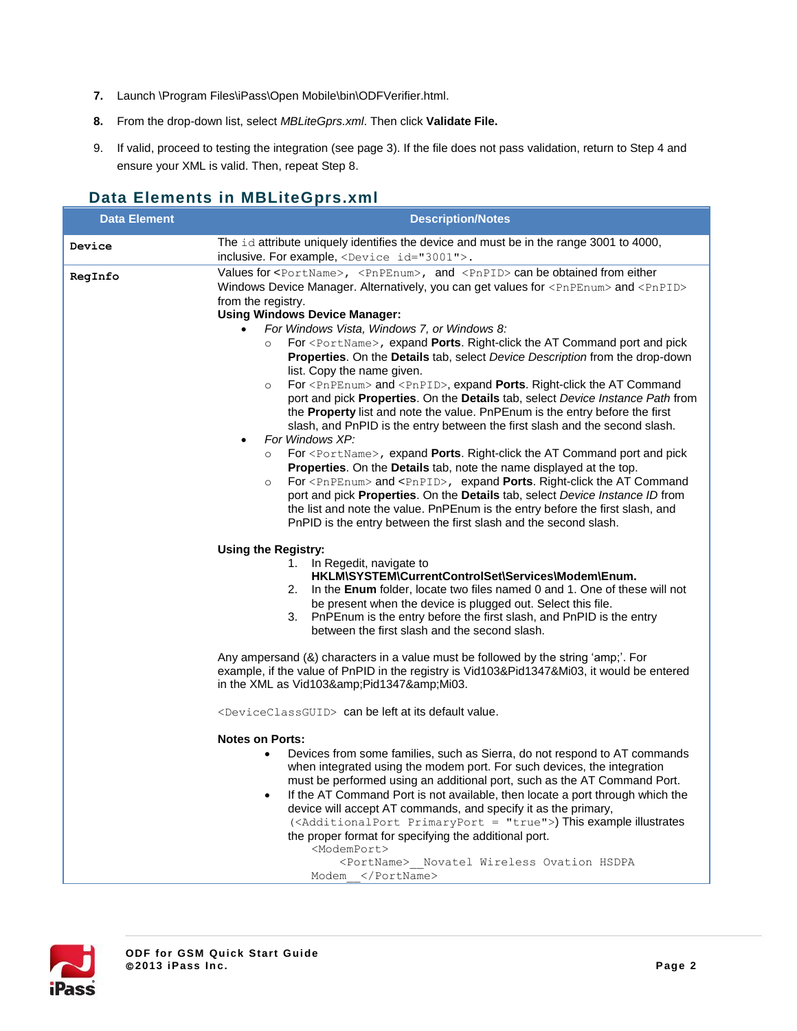7. Launch \Program Files\iPass\Open Mobile\bin\ODFVerifier.html.
8. From the drop-down list, select *MBLiteGprs.xml*. Then click **Validate File.**
9. If valid, proceed to testing the integration (see page 3). If the file does not pass validation, return to Step 4 and ensure your XML is valid. Then, repeat Step 8.

## Data Elements in MBLiteGprs.xml

| Data Element | Description/Notes |
|---|---|
| `Device` | The `id` attribute uniquely identifies the device and must be in the range 3001 to 4000, inclusive. For example, `<Device id="3001">`. |
| `RegInfo` | Values for `<PortName>`, `<PnPEnum>`, and `<PnPID>` can be obtained from either Windows Device Manager. Alternatively, you can get values for `<PnPEnum>` and `<PnPID>` from the registry.<br>**Using Windows Device Manager:**<br>• *For Windows Vista, Windows 7, or Windows 8:*<br>&nbsp;&nbsp;○ For `<PortName>`, expand **Ports**. Right-click the AT Command port and pick **Properties**. On the **Details** tab, select *Device Description* from the drop-down list. Copy the name given.<br>&nbsp;&nbsp;○ For `<PnPEnum>` and `<PnPID>`, expand **Ports**. Right-click the AT Command port and pick **Properties**. On the **Details** tab, select *Device Instance Path* from the **Property** list and note the value. PnPEnum is the entry before the first slash, and PnPID is the entry between the first slash and the second slash.<br>• *For Windows XP:*<br>&nbsp;&nbsp;○ For `<PortName>`, expand **Ports**. Right-click the AT Command port and pick **Properties**. On the **Details** tab, note the name displayed at the top.<br>&nbsp;&nbsp;○ For `<PnPEnum>` and `<PnPID>`, expand **Ports**. Right-click the AT Command port and pick **Properties**. On the **Details** tab, select *Device Instance ID* from the list and note the value. PnPEnum is the entry before the first slash, and PnPID is the entry between the first slash and the second slash.<br><br>**Using the Registry:**<br>1. In Regedit, navigate to **HKLM\SYSTEM\CurrentControlSet\Services\Modem\Enum.**<br>2. In the **Enum** folder, locate two files named 0 and 1. One of these will not be present when the device is plugged out. Select this file.<br>3. PnPEnum is the entry before the first slash, and PnPID is the entry between the first slash and the second slash.<br><br>Any ampersand (&) characters in a value must be followed by the string 'amp;'. For example, if the value of PnPID in the registry is Vid103&Pid1347&Mi03, it would be entered in the XML as Vid103&amp;Pid1347&amp;Mi03.<br><br>`<DeviceClassGUID>` can be left at its default value.<br><br>**Notes on Ports:**<br>• Devices from some families, such as Sierra, do not respond to AT commands when integrated using the modem port. For such devices, the integration must be performed using an additional port, such as the AT Command Port.<br>• If the AT Command Port is not available, then locate a port through which the device will accept AT commands, and specify it as the primary, (`<AdditionalPort PrimaryPort = "true">`) This example illustrates the proper format for specifying the additional port.<br>`<ModemPort>`<br>&nbsp;&nbsp;`<PortName>__Novatel Wireless Ovation HSDPA Modem__</PortName>` |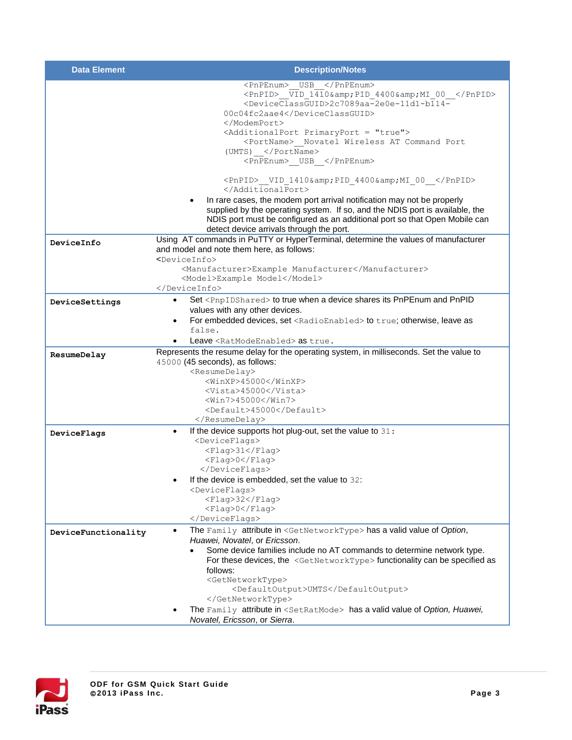| Data Element | Description/Notes |
|---|---|
| | `<PnPEnum>__USB__</PnPEnum>` `<PnPID>__VID_1410&amp;PID_4400&amp;MI_00__</PnPID>` `<DeviceClassGUID>2c7089aa-2e0e-11d1-b114-00c04fc2aae4</DeviceClassGUID>` `</ModemPort>` `<AdditionalPort PrimaryPort = "true">` `<PortName>__Novatel Wireless AT Command Port (UMTS)__</PortName>` `<PnPEnum>__USB__</PnPEnum>` `<PnPID>__VID_1410&amp;PID_4400&amp;MI_00__</PnPID>` `</AdditionalPort>` <br>• In rare cases, the modem port arrival notification may not be properly supplied by the operating system. If so, and the NDIS port is available, the NDIS port must be configured as an additional port so that Open Mobile can detect device arrivals through the port. |
| **DeviceInfo** | Using AT commands in PuTTY or HyperTerminal, determine the values of manufacturer and model and note them here, as follows: `<DeviceInfo>` `<Manufacturer>Example Manufacturer</Manufacturer>` `<Model>Example Model</Model>` `</DeviceInfo>` |
| **DeviceSettings** | • Set `<PnpIDShared>` to true when a device shares its PnPEnum and PnPID values with any other devices.<br>• For embedded devices, set `<RadioEnabled>` to `true`; otherwise, leave as `false`.<br>• Leave `<RatModeEnabled>` as `true`. |
| **ResumeDelay** | Represents the resume delay for the operating system, in milliseconds. Set the value to `45000` (45 seconds), as follows: `<ResumeDelay>` `<WinXP>45000</WinXP>` `<Vista>45000</Vista>` `<Win7>45000</Win7>` `<Default>45000</Default>` `</ResumeDelay>` |
| **DeviceFlags** | • If the device supports hot plug-out, set the value to `31`: `<DeviceFlags>` `<Flag>31</Flag>` `<Flag>0</Flag>` `</DeviceFlags>`<br>• If the device is embedded, set the value to `32`: `<DeviceFlags>` `<Flag>32</Flag>` `<Flag>0</Flag>` `</DeviceFlags>` |
| **DeviceFunctionality** | • The `Family` attribute in `<GetNetworkType>` has a valid value of *Option*, *Huawei*, *Novatel*, or *Ericsson*.<br>  • Some device families include no AT commands to determine network type. For these devices, the `<GetNetworkType>` functionality can be specified as follows: `<GetNetworkType>` `<DefaultOutput>UMTS</DefaultOutput>` `</GetNetworkType>`<br>• The `Family` attribute in `<SetRatMode>` has a valid value of *Option, Huawei, Novatel, Ericsson*, or *Sierra*. |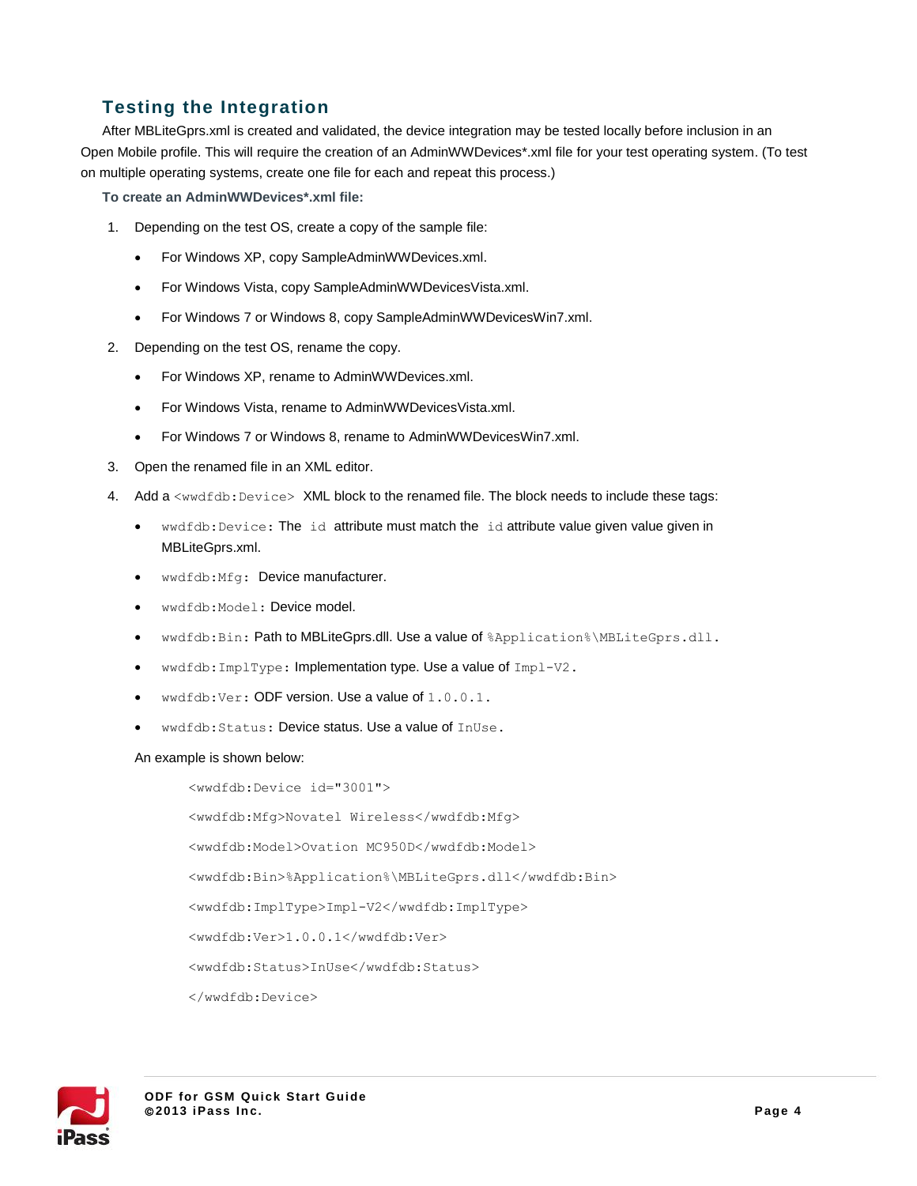## Testing the Integration

After MBLiteGprs.xml is created and validated, the device integration may be tested locally before inclusion in an Open Mobile profile. This will require the creation of an AdminWWDevices*.xml file for your test operating system. (To test on multiple operating systems, create one file for each and repeat this process.)

**To create an AdminWWDevices*.xml file:**

1. Depending on the test OS, create a copy of the sample file:
   - For Windows XP, copy SampleAdminWWDevices.xml.
   - For Windows Vista, copy SampleAdminWWDevicesVista.xml.
   - For Windows 7 or Windows 8, copy SampleAdminWWDevicesWin7.xml.
2. Depending on the test OS, rename the copy.
   - For Windows XP, rename to AdminWWDevices.xml.
   - For Windows Vista, rename to AdminWWDevicesVista.xml.
   - For Windows 7 or Windows 8, rename to AdminWWDevicesWin7.xml.
3. Open the renamed file in an XML editor.
4. Add a `<wwdfdb:Device>` XML block to the renamed file. The block needs to include these tags:
   - `wwdfdb:Device`: The `id` attribute must match the `id` attribute value given value given in MBLiteGprs.xml.
   - `wwdfdb:Mfg`: Device manufacturer.
   - `wwdfdb:Model`: Device model.
   - `wwdfdb:Bin`: Path to MBLiteGprs.dll. Use a value of `%Application%\MBLiteGprs.dll`.
   - `wwdfdb:ImplType`: Implementation type. Use a value of `Impl-V2`.
   - `wwdfdb:Ver`: ODF version. Use a value of `1.0.0.1`.
   - `wwdfdb:Status`: Device status. Use a value of `InUse`.

   An example is shown below:

```
<wwdfdb:Device id="3001">
<wwdfdb:Mfg>Novatel Wireless</wwdfdb:Mfg>
<wwdfdb:Model>Ovation MC950D</wwdfdb:Model>
<wwdfdb:Bin>%Application%\MBLiteGprs.dll</wwdfdb:Bin>
<wwdfdb:ImplType>Impl-V2</wwdfdb:ImplType>
<wwdfdb:Ver>1.0.0.1</wwdfdb:Ver>
<wwdfdb:Status>InUse</wwdfdb:Status>
</wwdfdb:Device>
```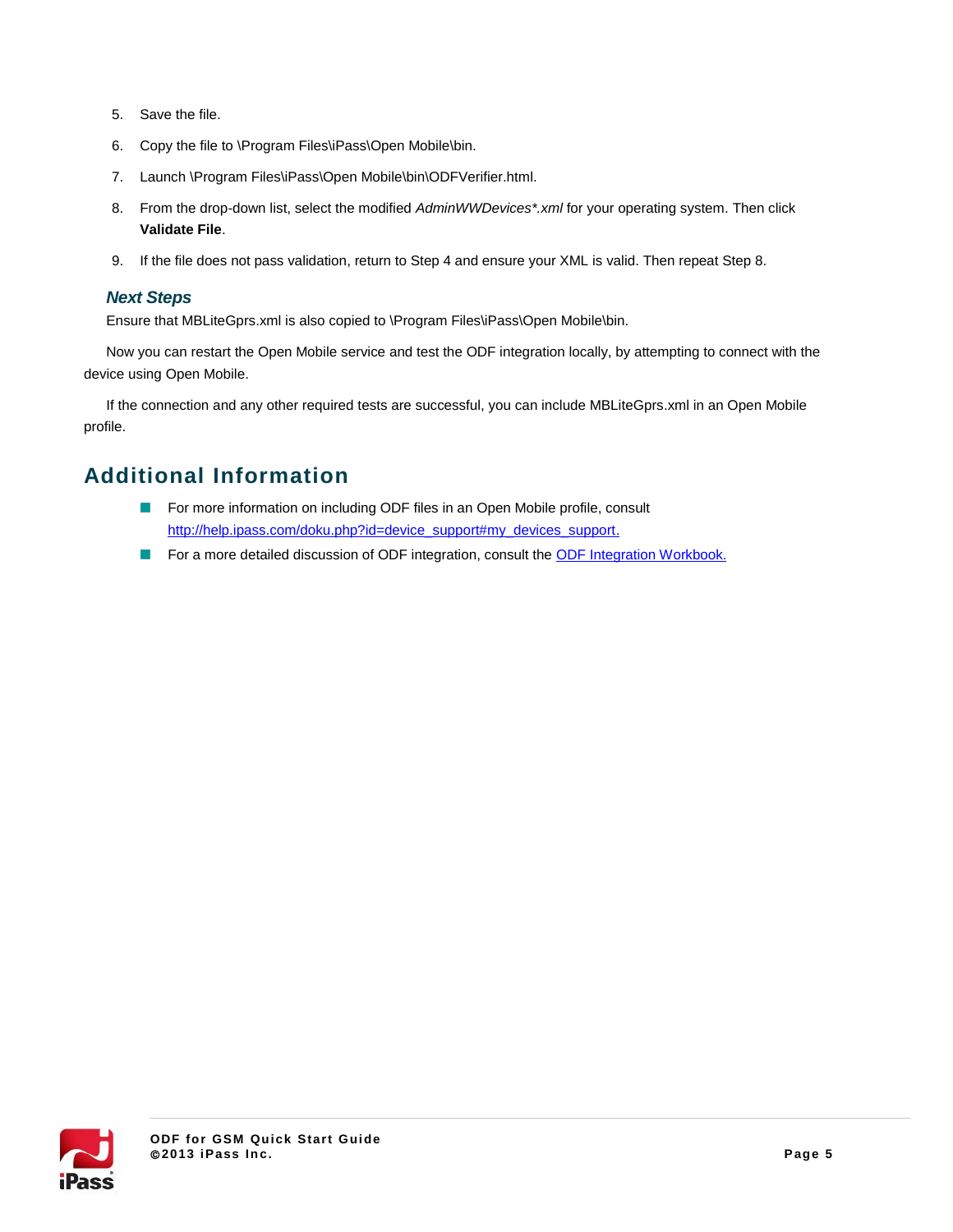5. Save the file.
6. Copy the file to \Program Files\iPass\Open Mobile\bin.
7. Launch \Program Files\iPass\Open Mobile\bin\ODFVerifier.html.
8. From the drop-down list, select the modified *AdminWWDevices*.xml* for your operating system. Then click **Validate File**.
9. If the file does not pass validation, return to Step 4 and ensure your XML is valid. Then repeat Step 8.

### *Next Steps*

Ensure that MBLiteGprs.xml is also copied to \Program Files\iPass\Open Mobile\bin.

Now you can restart the Open Mobile service and test the ODF integration locally, by attempting to connect with the device using Open Mobile.

If the connection and any other required tests are successful, you can include MBLiteGprs.xml in an Open Mobile profile.

## Additional Information

- For more information on including ODF files in an Open Mobile profile, consult http://help.ipass.com/doku.php?id=device_support#my_devices_support.
- For a more detailed discussion of ODF integration, consult the ODF Integration Workbook.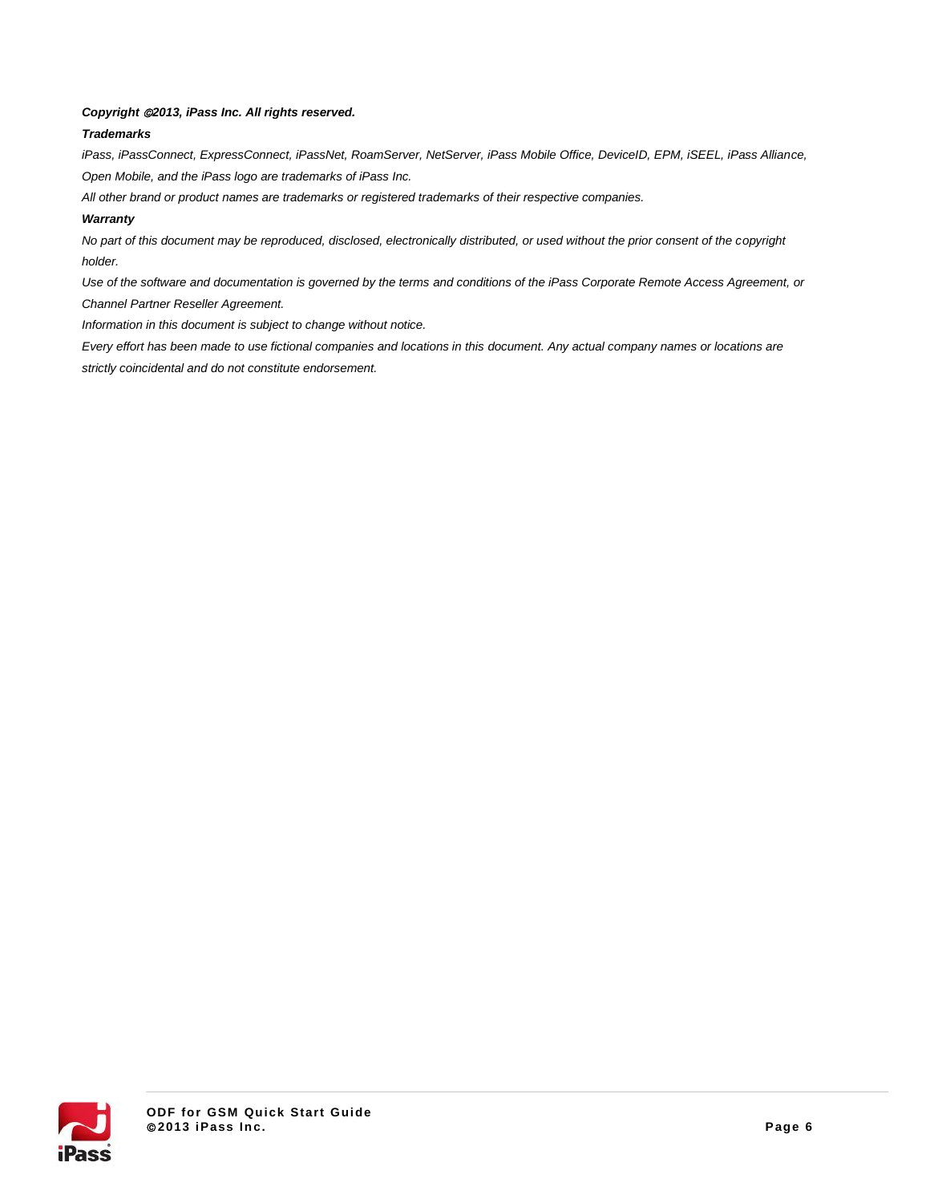***Copyright ©2013, iPass Inc. All rights reserved.***

***Trademarks***

*iPass, iPassConnect, ExpressConnect, iPassNet, RoamServer, NetServer, iPass Mobile Office, DeviceID, EPM, iSEEL, iPass Alliance, Open Mobile, and the iPass logo are trademarks of iPass Inc.*

*All other brand or product names are trademarks or registered trademarks of their respective companies.*

***Warranty***

*No part of this document may be reproduced, disclosed, electronically distributed, or used without the prior consent of the copyright holder.*

*Use of the software and documentation is governed by the terms and conditions of the iPass Corporate Remote Access Agreement, or Channel Partner Reseller Agreement.*

*Information in this document is subject to change without notice.*

*Every effort has been made to use fictional companies and locations in this document. Any actual company names or locations are strictly coincidental and do not constitute endorsement.*